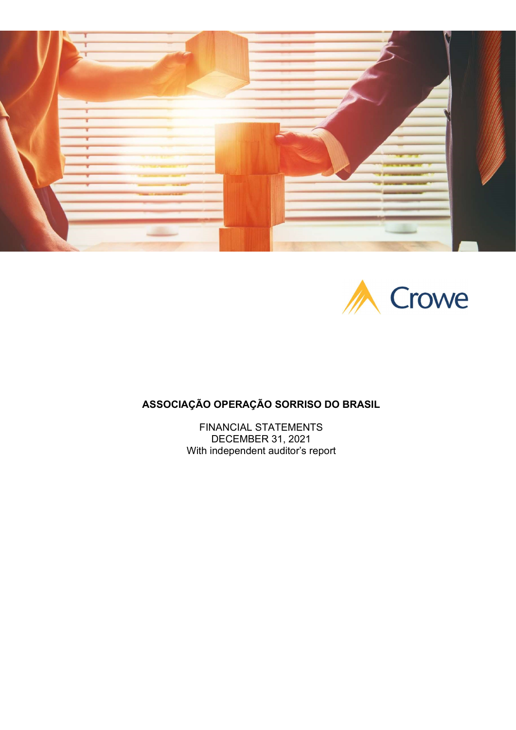Crowe

# ASSOCIAÇÃO OPERAÇÃO SORRISO DO BRASIL

FINANCIAL STATEMENTS
DECEMBER 31, 2021
With independent auditor's report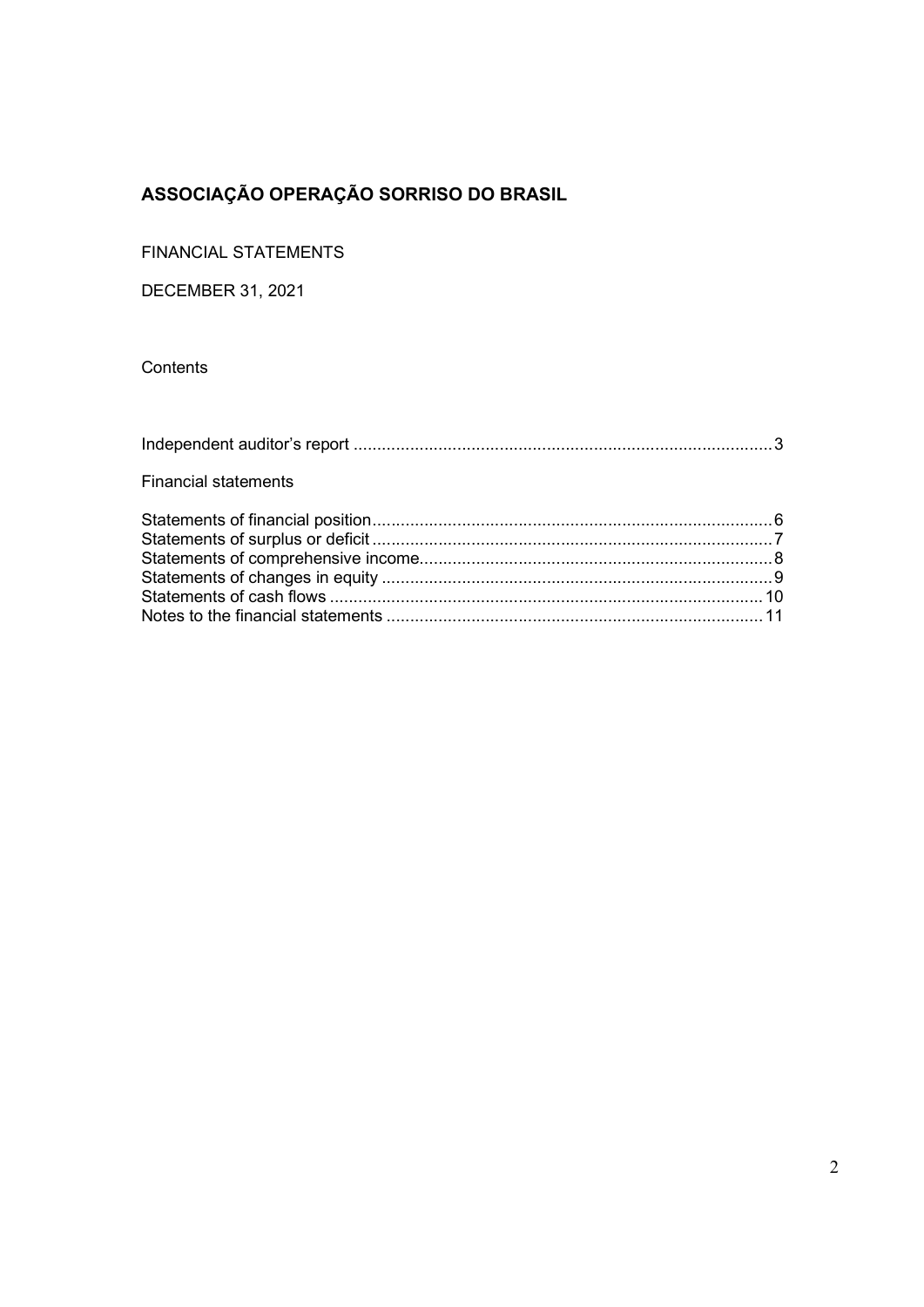# ASSOCIAÇÃO OPERAÇÃO SORRISO DO BRASIL

FINANCIAL STATEMENTS

DECEMBER 31, 2021

Contents

Independent auditor's report ........................................................................................ 3

Financial statements

Statements of financial position .................................................................................... 6
Statements of surplus or deficit .................................................................................... 7
Statements of comprehensive income .......................................................................... 8
Statements of changes in equity ................................................................................... 9
Statements of cash flows ............................................................................................ 10
Notes to the financial statements ................................................................................ 11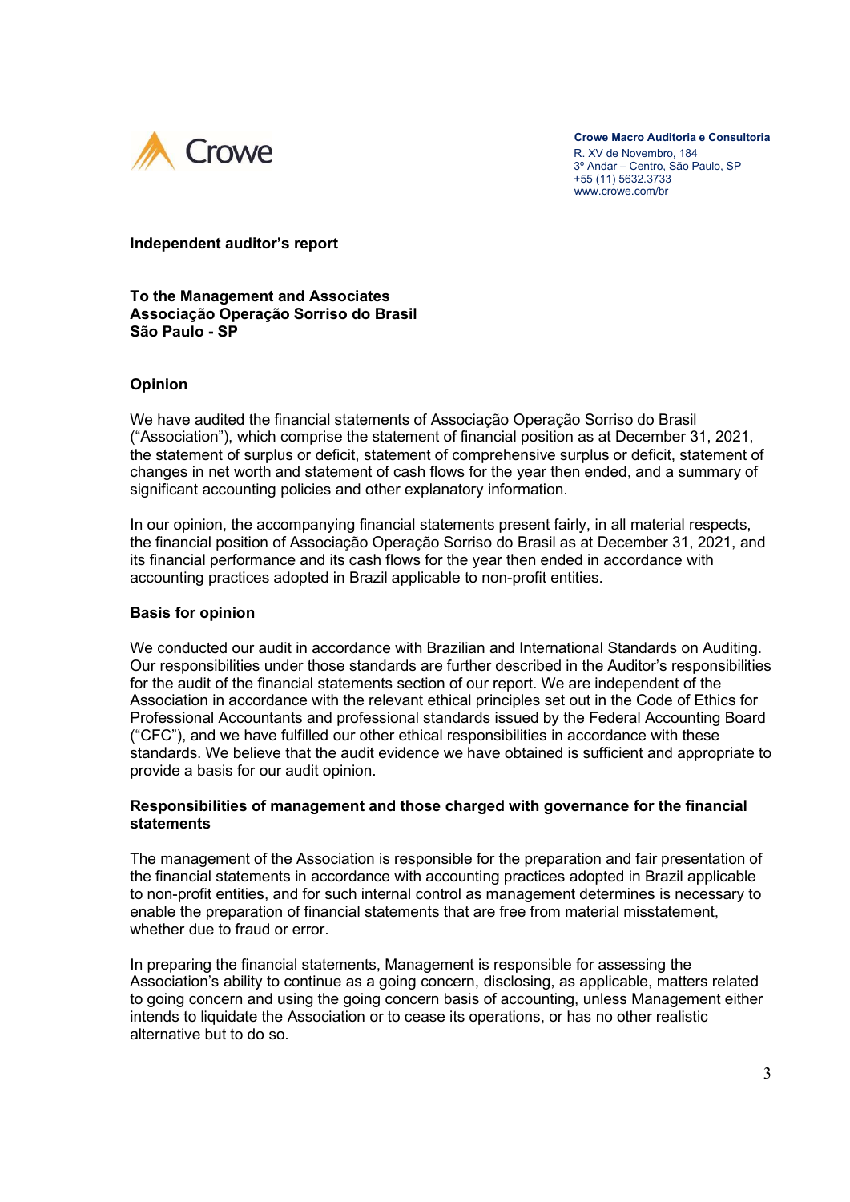Crowe

**Crowe Macro Auditoria e Consultoria**
R. XV de Novembro, 184
3º Andar – Centro, São Paulo, SP
+55 (11) 5632.3733
www.crowe.com/br

**Independent auditor's report**

**To the Management and Associates**
**Associação Operação Sorriso do Brasil**
**São Paulo - SP**

## Opinion

We have audited the financial statements of Associação Operação Sorriso do Brasil ("Association"), which comprise the statement of financial position as at December 31, 2021, the statement of surplus or deficit, statement of comprehensive surplus or deficit, statement of changes in net worth and statement of cash flows for the year then ended, and a summary of significant accounting policies and other explanatory information.

In our opinion, the accompanying financial statements present fairly, in all material respects, the financial position of Associação Operação Sorriso do Brasil as at December 31, 2021, and its financial performance and its cash flows for the year then ended in accordance with accounting practices adopted in Brazil applicable to non-profit entities.

## Basis for opinion

We conducted our audit in accordance with Brazilian and International Standards on Auditing. Our responsibilities under those standards are further described in the Auditor's responsibilities for the audit of the financial statements section of our report. We are independent of the Association in accordance with the relevant ethical principles set out in the Code of Ethics for Professional Accountants and professional standards issued by the Federal Accounting Board ("CFC"), and we have fulfilled our other ethical responsibilities in accordance with these standards. We believe that the audit evidence we have obtained is sufficient and appropriate to provide a basis for our audit opinion.

## Responsibilities of management and those charged with governance for the financial statements

The management of the Association is responsible for the preparation and fair presentation of the financial statements in accordance with accounting practices adopted in Brazil applicable to non-profit entities, and for such internal control as management determines is necessary to enable the preparation of financial statements that are free from material misstatement, whether due to fraud or error.

In preparing the financial statements, Management is responsible for assessing the Association's ability to continue as a going concern, disclosing, as applicable, matters related to going concern and using the going concern basis of accounting, unless Management either intends to liquidate the Association or to cease its operations, or has no other realistic alternative but to do so.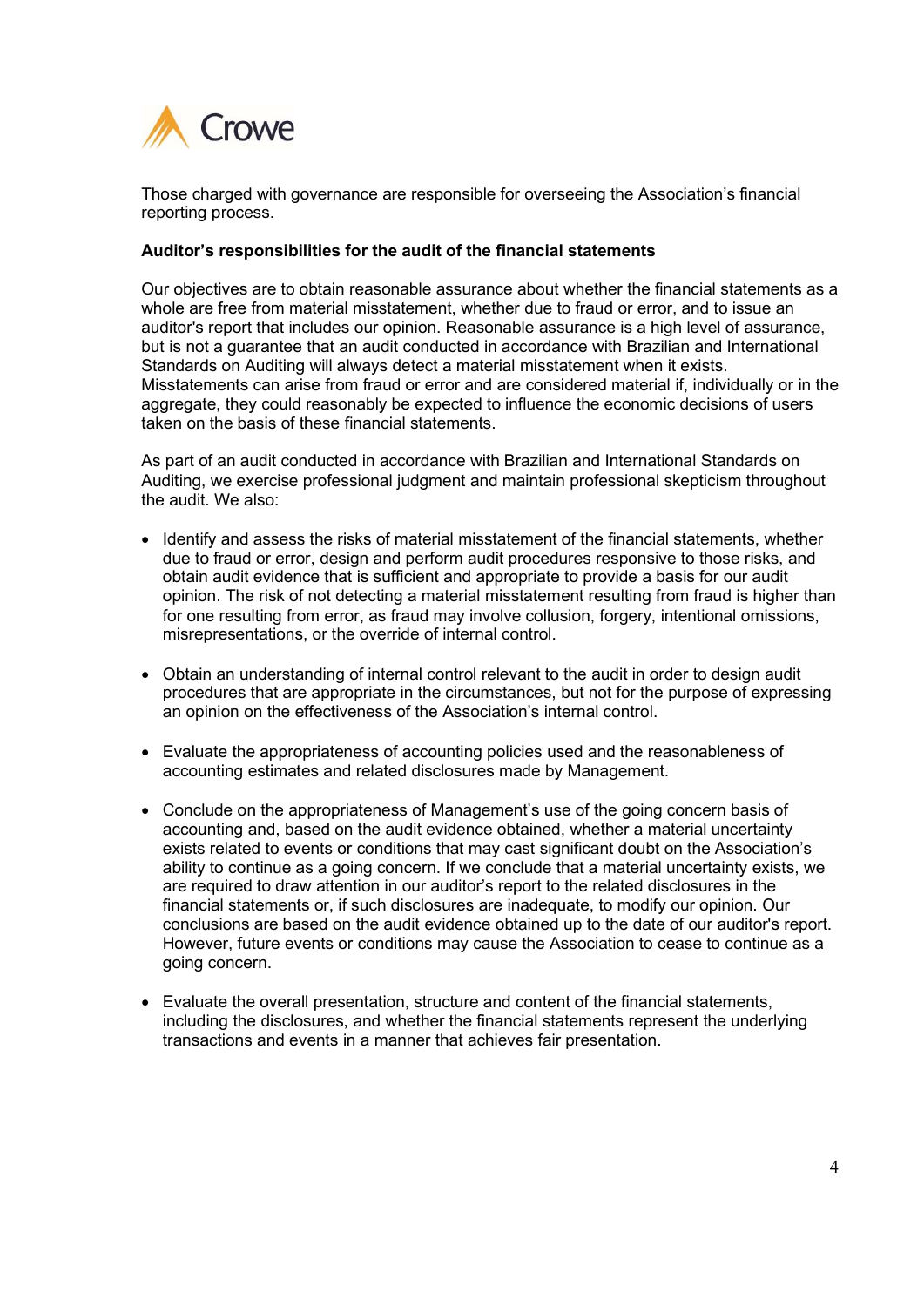Those charged with governance are responsible for overseeing the Association's financial reporting process.

**Auditor's responsibilities for the audit of the financial statements**

Our objectives are to obtain reasonable assurance about whether the financial statements as a whole are free from material misstatement, whether due to fraud or error, and to issue an auditor's report that includes our opinion. Reasonable assurance is a high level of assurance, but is not a guarantee that an audit conducted in accordance with Brazilian and International Standards on Auditing will always detect a material misstatement when it exists. Misstatements can arise from fraud or error and are considered material if, individually or in the aggregate, they could reasonably be expected to influence the economic decisions of users taken on the basis of these financial statements.

As part of an audit conducted in accordance with Brazilian and International Standards on Auditing, we exercise professional judgment and maintain professional skepticism throughout the audit. We also:

- Identify and assess the risks of material misstatement of the financial statements, whether due to fraud or error, design and perform audit procedures responsive to those risks, and obtain audit evidence that is sufficient and appropriate to provide a basis for our audit opinion. The risk of not detecting a material misstatement resulting from fraud is higher than for one resulting from error, as fraud may involve collusion, forgery, intentional omissions, misrepresentations, or the override of internal control.

- Obtain an understanding of internal control relevant to the audit in order to design audit procedures that are appropriate in the circumstances, but not for the purpose of expressing an opinion on the effectiveness of the Association's internal control.

- Evaluate the appropriateness of accounting policies used and the reasonableness of accounting estimates and related disclosures made by Management.

- Conclude on the appropriateness of Management's use of the going concern basis of accounting and, based on the audit evidence obtained, whether a material uncertainty exists related to events or conditions that may cast significant doubt on the Association's ability to continue as a going concern. If we conclude that a material uncertainty exists, we are required to draw attention in our auditor's report to the related disclosures in the financial statements or, if such disclosures are inadequate, to modify our opinion. Our conclusions are based on the audit evidence obtained up to the date of our auditor's report. However, future events or conditions may cause the Association to cease to continue as a going concern.

- Evaluate the overall presentation, structure and content of the financial statements, including the disclosures, and whether the financial statements represent the underlying transactions and events in a manner that achieves fair presentation.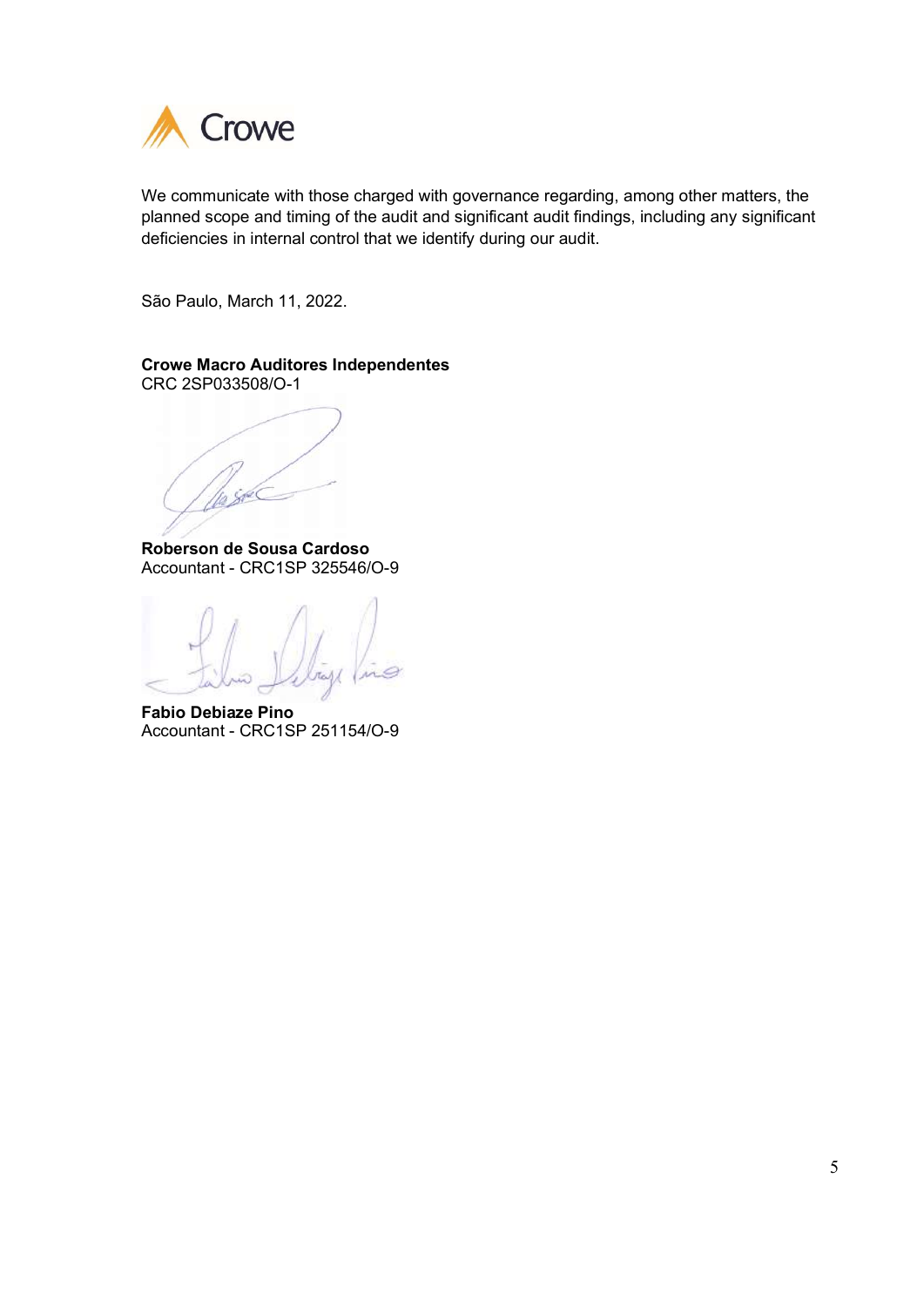We communicate with those charged with governance regarding, among other matters, the planned scope and timing of the audit and significant audit findings, including any significant deficiencies in internal control that we identify during our audit.

São Paulo, March 11, 2022.

**Crowe Macro Auditores Independentes**
CRC 2SP033508/O-1

**Roberson de Sousa Cardoso**
Accountant - CRC1SP 325546/O-9

**Fabio Debiaze Pino**
Accountant - CRC1SP 251154/O-9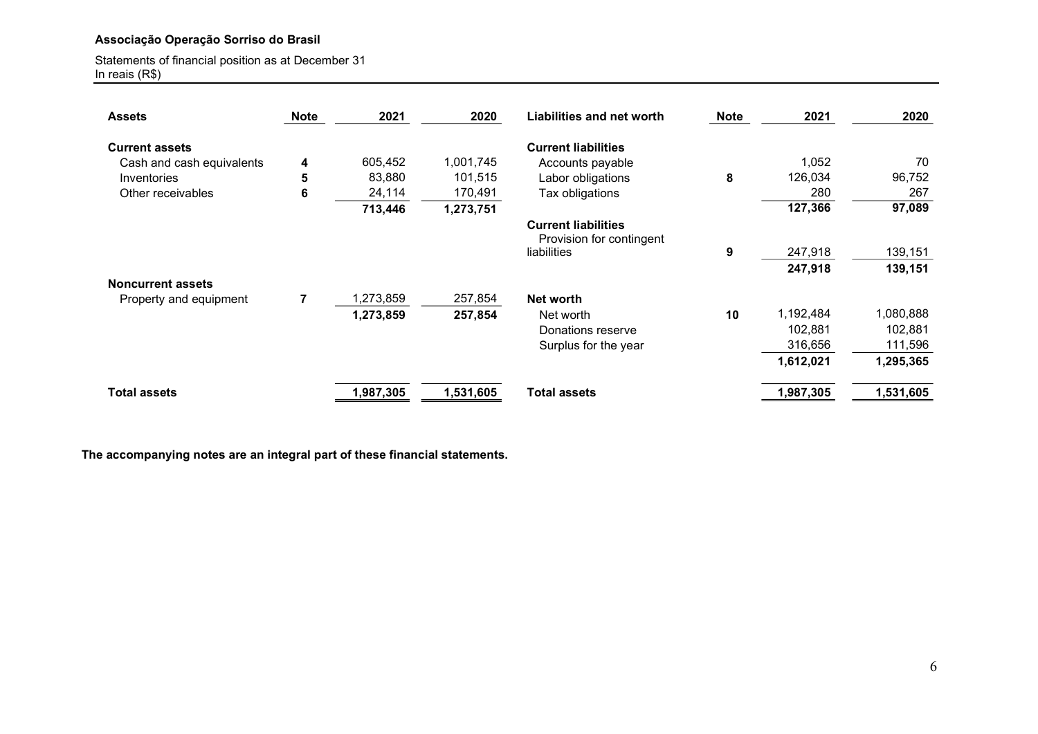**Associação Operação Sorriso do Brasil**

Statements of financial position as at December 31
In reais (R$)

| Assets | Note | 2021 | 2020 | Liabilities and net worth | Note | 2021 | 2020 |
|---|---|---|---|---|---|---|---|
| **Current assets** | | | | **Current liabilities** | | | |
| Cash and cash equivalents | 4 | 605,452 | 1,001,745 | Accounts payable | | 1,052 | 70 |
| Inventories | 5 | 83,880 | 101,515 | Labor obligations | 8 | 126,034 | 96,752 |
| Other receivables | 6 | 24,114 | 170,491 | Tax obligations | | 280 | 267 |
| | | **713,446** | **1,273,751** | | | **127,366** | **97,089** |
| | | | | **Current liabilities** | | | |
| | | | | Provision for contingent liabilities | 9 | 247,918 | 139,151 |
| | | | | | | **247,918** | **139,151** |
| **Noncurrent assets** | | | | | | | |
| Property and equipment | 7 | 1,273,859 | 257,854 | **Net worth** | | | |
| | | **1,273,859** | **257,854** | Net worth | 10 | 1,192,484 | 1,080,888 |
| | | | | Donations reserve | | 102,881 | 102,881 |
| | | | | Surplus for the year | | 316,656 | 111,596 |
| | | | | | | **1,612,021** | **1,295,365** |
| **Total assets** | | **1,987,305** | **1,531,605** | **Total assets** | | **1,987,305** | **1,531,605** |

**The accompanying notes are an integral part of these financial statements.**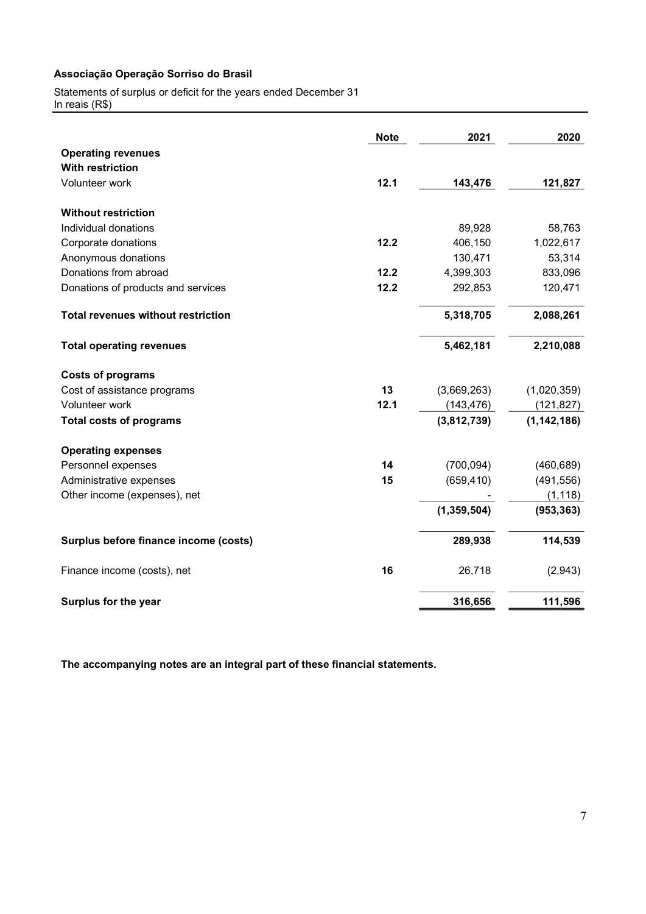**Associação Operação Sorriso do Brasil**

Statements of surplus or deficit for the years ended December 31
In reais (R$)

| | Note | 2021 | 2020 |
|---|---|---|---|
| **Operating revenues** | | | |
| **With restriction** | | | |
| Volunteer work | **12.1** | **143,476** | **121,827** |
| | | | |
| **Without restriction** | | | |
| Individual donations | | 89,928 | 58,763 |
| Corporate donations | **12.2** | 406,150 | 1,022,617 |
| Anonymous donations | | 130,471 | 53,314 |
| Donations from abroad | **12.2** | 4,399,303 | 833,096 |
| Donations of products and services | **12.2** | 292,853 | 120,471 |
| | | | |
| **Total revenues without restriction** | | **5,318,705** | **2,088,261** |
| | | | |
| **Total operating revenues** | | **5,462,181** | **2,210,088** |
| | | | |
| **Costs of programs** | | | |
| Cost of assistance programs | **13** | (3,669,263) | (1,020,359) |
| Volunteer work | **12.1** | (143,476) | (121,827) |
| **Total costs of programs** | | **(3,812,739)** | **(1,142,186)** |
| | | | |
| **Operating expenses** | | | |
| Personnel expenses | **14** | (700,094) | (460,689) |
| Administrative expenses | **15** | (659,410) | (491,556) |
| Other income (expenses), net | | - | (1,118) |
| | | **(1,359,504)** | **(953,363)** |
| | | | |
| **Surplus before finance income (costs)** | | **289,938** | **114,539** |
| | | | |
| Finance income (costs), net | **16** | 26,718 | (2,943) |
| | | | |
| **Surplus for the year** | | **316,656** | **111,596** |

**The accompanying notes are an integral part of these financial statements.**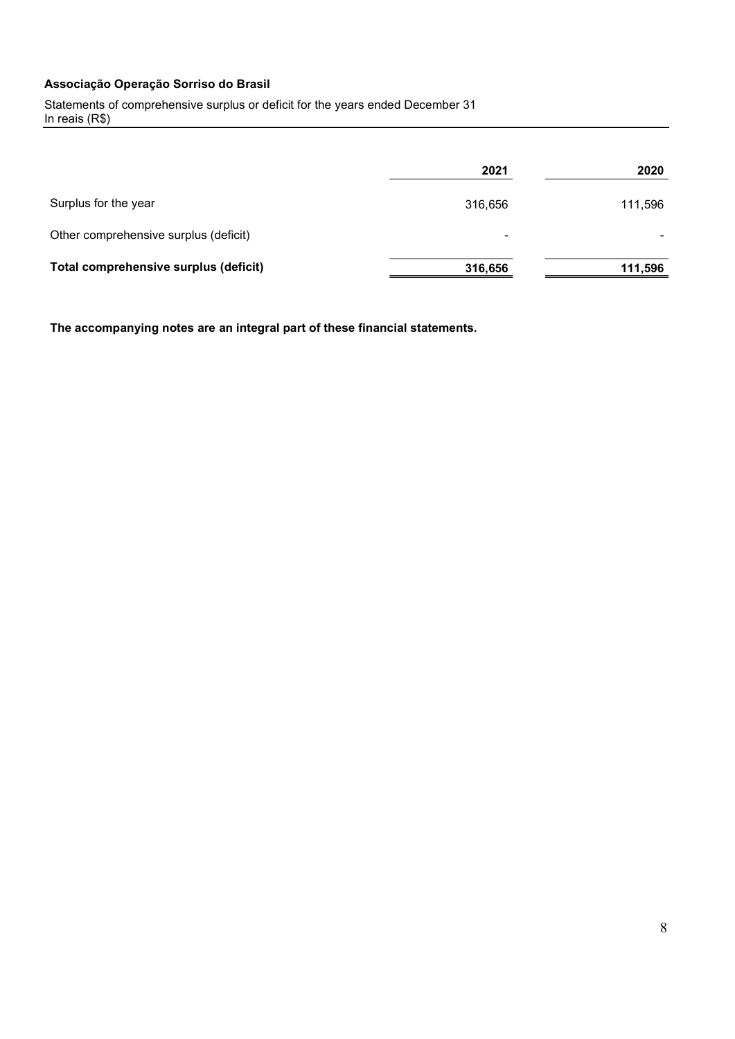**Associação Operação Sorriso do Brasil**

Statements of comprehensive surplus or deficit for the years ended December 31
In reais (R$)

| | 2021 | 2020 |
|---|---|---|
| Surplus for the year | 316,656 | 111,596 |
| Other comprehensive surplus (deficit) | - | - |
| **Total comprehensive surplus (deficit)** | **316,656** | **111,596** |

**The accompanying notes are an integral part of these financial statements.**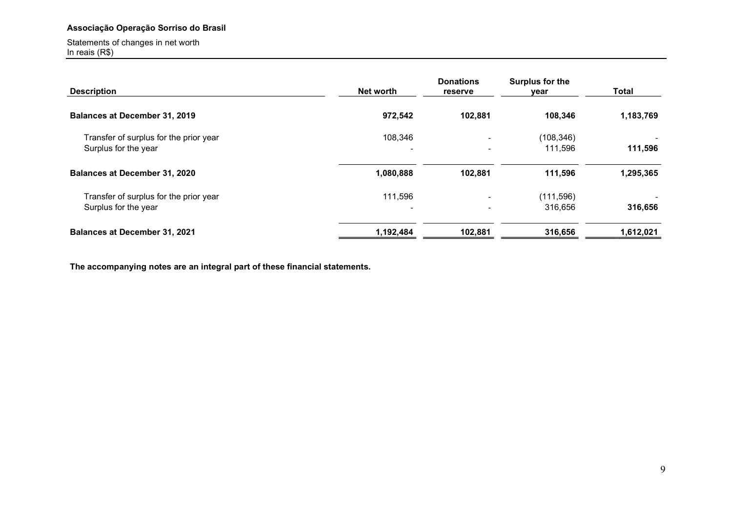**Associação Operação Sorriso do Brasil**

Statements of changes in net worth
In reais (R$)

| Description | Net worth | Donations reserve | Surplus for the year | Total |
|---|---|---|---|---|
| **Balances at December 31, 2019** | **972,542** | **102,881** | **108,346** | **1,183,769** |
| Transfer of surplus for the prior year | 108,346 | - | (108,346) | - |
| Surplus for the year | - | - | 111,596 | **111,596** |
| **Balances at December 31, 2020** | **1,080,888** | **102,881** | **111,596** | **1,295,365** |
| Transfer of surplus for the prior year | 111,596 | - | (111,596) | - |
| Surplus for the year | - | - | 316,656 | **316,656** |
| **Balances at December 31, 2021** | **1,192,484** | **102,881** | **316,656** | **1,612,021** |

**The accompanying notes are an integral part of these financial statements.**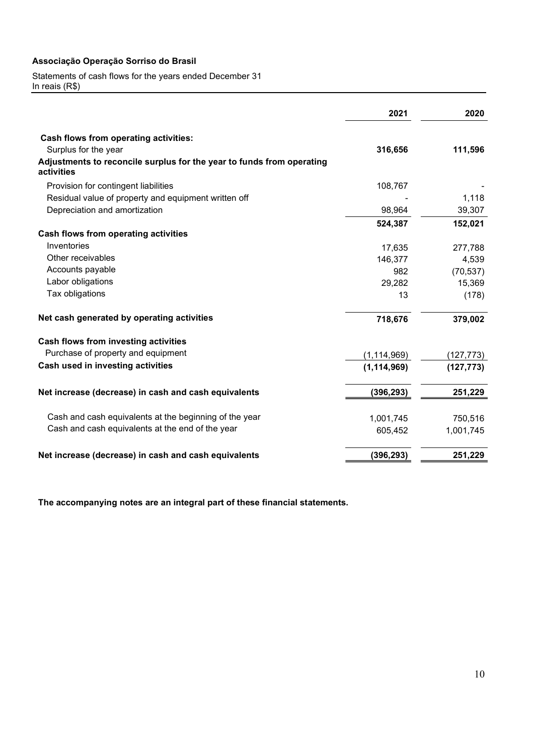**Associação Operação Sorriso do Brasil**

Statements of cash flows for the years ended December 31
In reais (R$)

| | 2021 | 2020 |
|---|---|---|
| **Cash flows from operating activities:** | | |
| Surplus for the year | **316,656** | **111,596** |
| **Adjustments to reconcile surplus for the year to funds from operating activities** | | |
| Provision for contingent liabilities | 108,767 | - |
| Residual value of property and equipment written off | - | 1,118 |
| Depreciation and amortization | 98,964 | 39,307 |
| | **524,387** | **152,021** |
| **Cash flows from operating activities** | | |
| Inventories | 17,635 | 277,788 |
| Other receivables | 146,377 | 4,539 |
| Accounts payable | 982 | (70,537) |
| Labor obligations | 29,282 | 15,369 |
| Tax obligations | 13 | (178) |
| **Net cash generated by operating activities** | **718,676** | **379,002** |
| **Cash flows from investing activities** | | |
| Purchase of property and equipment | (1,114,969) | (127,773) |
| **Cash used in investing activities** | **(1,114,969)** | **(127,773)** |
| **Net increase (decrease) in cash and cash equivalents** | **(396,293)** | **251,229** |
| Cash and cash equivalents at the beginning of the year | 1,001,745 | 750,516 |
| Cash and cash equivalents at the end of the year | 605,452 | 1,001,745 |
| **Net increase (decrease) in cash and cash equivalents** | **(396,293)** | **251,229** |

**The accompanying notes are an integral part of these financial statements.**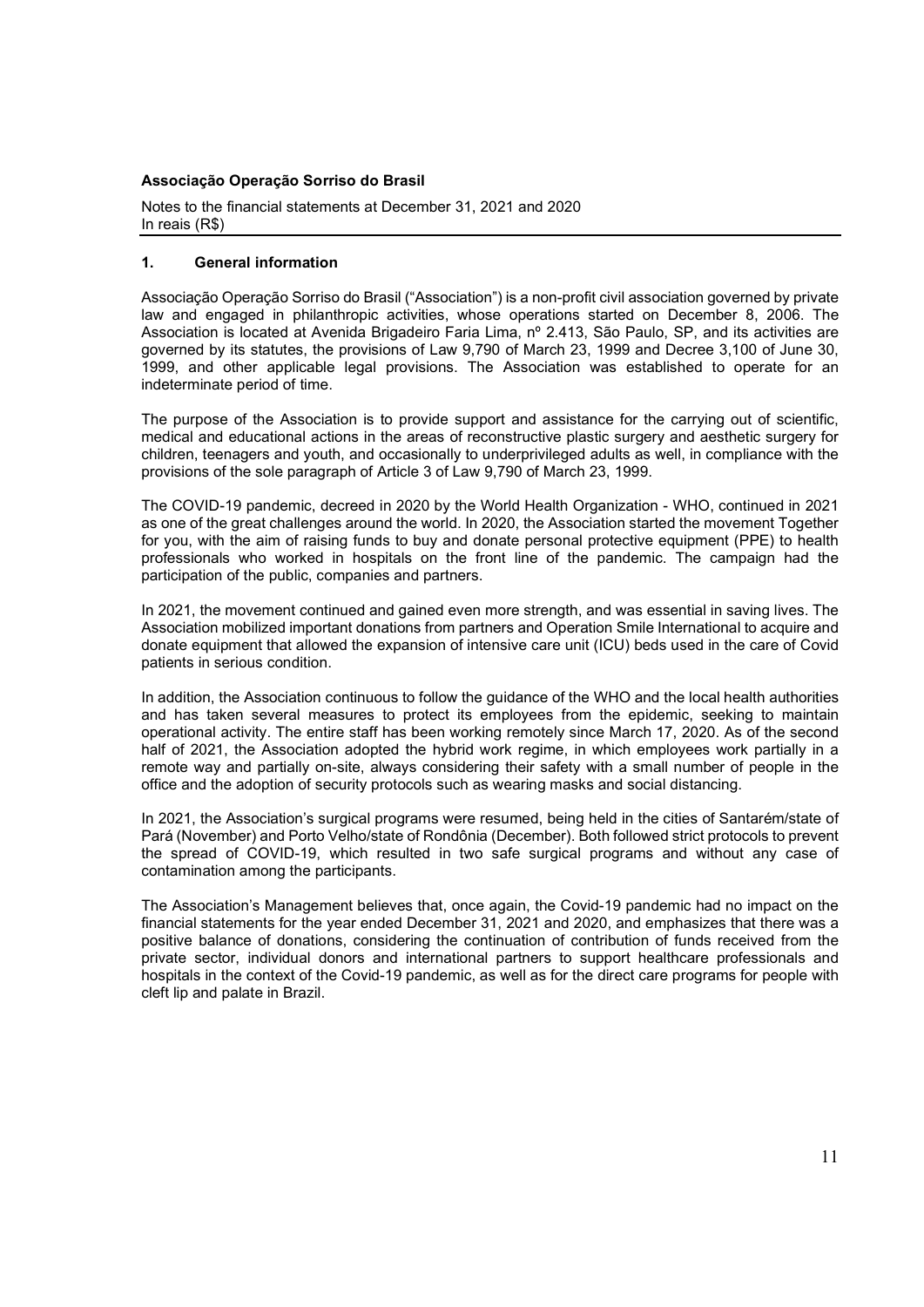**Associação Operação Sorriso do Brasil**

Notes to the financial statements at December 31, 2021 and 2020
In reais (R$)

## 1. General information

Associação Operação Sorriso do Brasil ("Association") is a non-profit civil association governed by private law and engaged in philanthropic activities, whose operations started on December 8, 2006. The Association is located at Avenida Brigadeiro Faria Lima, nº 2.413, São Paulo, SP, and its activities are governed by its statutes, the provisions of Law 9,790 of March 23, 1999 and Decree 3,100 of June 30, 1999, and other applicable legal provisions. The Association was established to operate for an indeterminate period of time.

The purpose of the Association is to provide support and assistance for the carrying out of scientific, medical and educational actions in the areas of reconstructive plastic surgery and aesthetic surgery for children, teenagers and youth, and occasionally to underprivileged adults as well, in compliance with the provisions of the sole paragraph of Article 3 of Law 9,790 of March 23, 1999.

The COVID-19 pandemic, decreed in 2020 by the World Health Organization - WHO, continued in 2021 as one of the great challenges around the world. In 2020, the Association started the movement Together for you, with the aim of raising funds to buy and donate personal protective equipment (PPE) to health professionals who worked in hospitals on the front line of the pandemic. The campaign had the participation of the public, companies and partners.

In 2021, the movement continued and gained even more strength, and was essential in saving lives. The Association mobilized important donations from partners and Operation Smile International to acquire and donate equipment that allowed the expansion of intensive care unit (ICU) beds used in the care of Covid patients in serious condition.

In addition, the Association continuous to follow the guidance of the WHO and the local health authorities and has taken several measures to protect its employees from the epidemic, seeking to maintain operational activity. The entire staff has been working remotely since March 17, 2020. As of the second half of 2021, the Association adopted the hybrid work regime, in which employees work partially in a remote way and partially on-site, always considering their safety with a small number of people in the office and the adoption of security protocols such as wearing masks and social distancing.

In 2021, the Association's surgical programs were resumed, being held in the cities of Santarém/state of Pará (November) and Porto Velho/state of Rondônia (December). Both followed strict protocols to prevent the spread of COVID-19, which resulted in two safe surgical programs and without any case of contamination among the participants.

The Association's Management believes that, once again, the Covid-19 pandemic had no impact on the financial statements for the year ended December 31, 2021 and 2020, and emphasizes that there was a positive balance of donations, considering the continuation of contribution of funds received from the private sector, individual donors and international partners to support healthcare professionals and hospitals in the context of the Covid-19 pandemic, as well as for the direct care programs for people with cleft lip and palate in Brazil.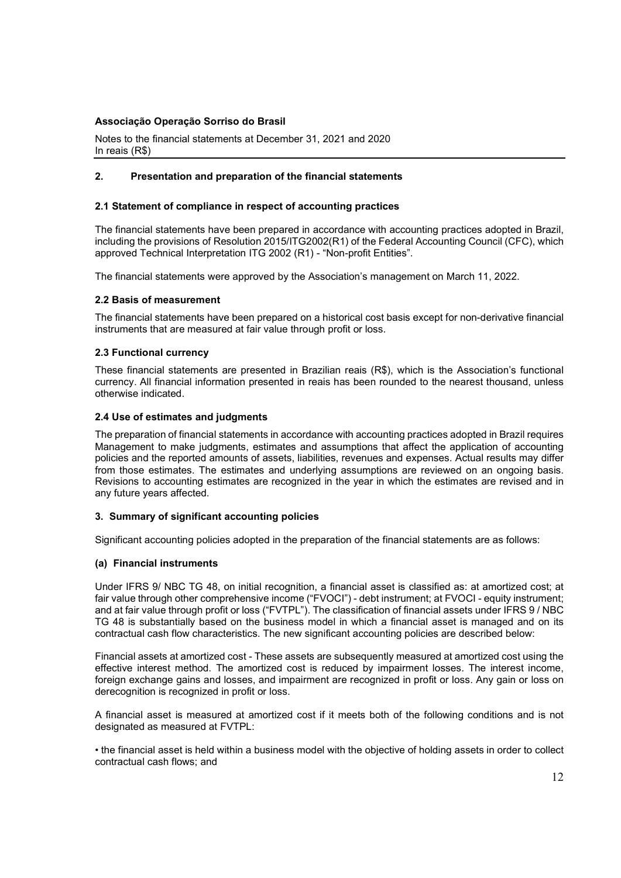## 2. Presentation and preparation of the financial statements

### 2.1 Statement of compliance in respect of accounting practices

The financial statements have been prepared in accordance with accounting practices adopted in Brazil, including the provisions of Resolution 2015/ITG2002(R1) of the Federal Accounting Council (CFC), which approved Technical Interpretation ITG 2002 (R1) - "Non-profit Entities".

The financial statements were approved by the Association's management on March 11, 2022.

### 2.2 Basis of measurement

The financial statements have been prepared on a historical cost basis except for non-derivative financial instruments that are measured at fair value through profit or loss.

### 2.3 Functional currency

These financial statements are presented in Brazilian reais (R$), which is the Association's functional currency. All financial information presented in reais has been rounded to the nearest thousand, unless otherwise indicated.

### 2.4 Use of estimates and judgments

The preparation of financial statements in accordance with accounting practices adopted in Brazil requires Management to make judgments, estimates and assumptions that affect the application of accounting policies and the reported amounts of assets, liabilities, revenues and expenses. Actual results may differ from those estimates. The estimates and underlying assumptions are reviewed on an ongoing basis. Revisions to accounting estimates are recognized in the year in which the estimates are revised and in any future years affected.

## 3. Summary of significant accounting policies

Significant accounting policies adopted in the preparation of the financial statements are as follows:

### (a) Financial instruments

Under IFRS 9/ NBC TG 48, on initial recognition, a financial asset is classified as: at amortized cost; at fair value through other comprehensive income ("FVOCI") - debt instrument; at FVOCI - equity instrument; and at fair value through profit or loss ("FVTPL"). The classification of financial assets under IFRS 9 / NBC TG 48 is substantially based on the business model in which a financial asset is managed and on its contractual cash flow characteristics. The new significant accounting policies are described below:

Financial assets at amortized cost - These assets are subsequently measured at amortized cost using the effective interest method. The amortized cost is reduced by impairment losses. The interest income, foreign exchange gains and losses, and impairment are recognized in profit or loss. Any gain or loss on derecognition is recognized in profit or loss.

A financial asset is measured at amortized cost if it meets both of the following conditions and is not designated as measured at FVTPL:

- the financial asset is held within a business model with the objective of holding assets in order to collect contractual cash flows; and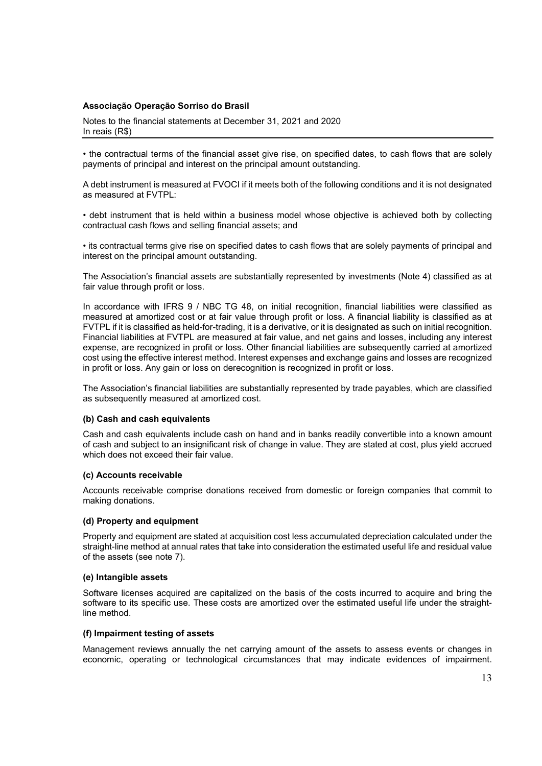• the contractual terms of the financial asset give rise, on specified dates, to cash flows that are solely payments of principal and interest on the principal amount outstanding.

A debt instrument is measured at FVOCI if it meets both of the following conditions and it is not designated as measured at FVTPL:

• debt instrument that is held within a business model whose objective is achieved both by collecting contractual cash flows and selling financial assets; and

• its contractual terms give rise on specified dates to cash flows that are solely payments of principal and interest on the principal amount outstanding.

The Association's financial assets are substantially represented by investments (Note 4) classified as at fair value through profit or loss.

In accordance with IFRS 9 / NBC TG 48, on initial recognition, financial liabilities were classified as measured at amortized cost or at fair value through profit or loss. A financial liability is classified as at FVTPL if it is classified as held-for-trading, it is a derivative, or it is designated as such on initial recognition. Financial liabilities at FVTPL are measured at fair value, and net gains and losses, including any interest expense, are recognized in profit or loss. Other financial liabilities are subsequently carried at amortized cost using the effective interest method. Interest expenses and exchange gains and losses are recognized in profit or loss. Any gain or loss on derecognition is recognized in profit or loss.

The Association's financial liabilities are substantially represented by trade payables, which are classified as subsequently measured at amortized cost.

### (b) Cash and cash equivalents

Cash and cash equivalents include cash on hand and in banks readily convertible into a known amount of cash and subject to an insignificant risk of change in value. They are stated at cost, plus yield accrued which does not exceed their fair value.

### (c) Accounts receivable

Accounts receivable comprise donations received from domestic or foreign companies that commit to making donations.

### (d) Property and equipment

Property and equipment are stated at acquisition cost less accumulated depreciation calculated under the straight-line method at annual rates that take into consideration the estimated useful life and residual value of the assets (see note 7).

### (e) Intangible assets

Software licenses acquired are capitalized on the basis of the costs incurred to acquire and bring the software to its specific use. These costs are amortized over the estimated useful life under the straight-line method.

### (f) Impairment testing of assets

Management reviews annually the net carrying amount of the assets to assess events or changes in economic, operating or technological circumstances that may indicate evidences of impairment.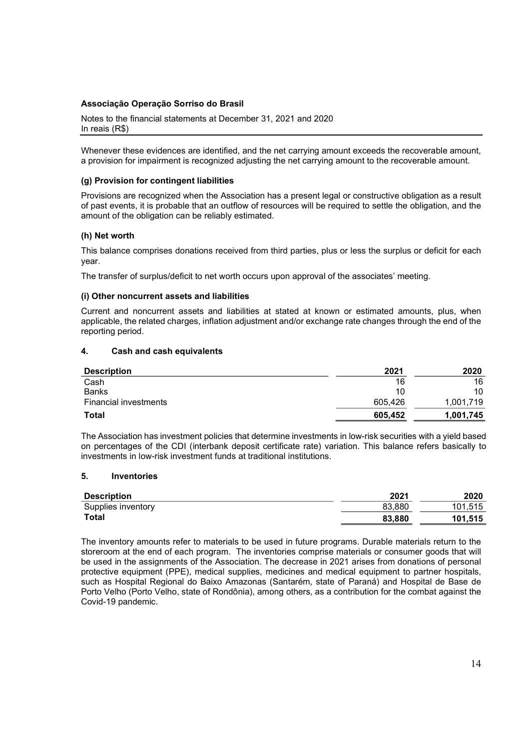Whenever these evidences are identified, and the net carrying amount exceeds the recoverable amount, a provision for impairment is recognized adjusting the net carrying amount to the recoverable amount.

### (g) Provision for contingent liabilities

Provisions are recognized when the Association has a present legal or constructive obligation as a result of past events, it is probable that an outflow of resources will be required to settle the obligation, and the amount of the obligation can be reliably estimated.

### (h) Net worth

This balance comprises donations received from third parties, plus or less the surplus or deficit for each year.

The transfer of surplus/deficit to net worth occurs upon approval of the associates' meeting.

### (i) Other noncurrent assets and liabilities

Current and noncurrent assets and liabilities at stated at known or estimated amounts, plus, when applicable, the related charges, inflation adjustment and/or exchange rate changes through the end of the reporting period.

## 4. Cash and cash equivalents

| Description | 2021 | 2020 |
|---|---|---|
| Cash | 16 | 16 |
| Banks | 10 | 10 |
| Financial investments | 605,426 | 1,001,719 |
| **Total** | **605,452** | **1,001,745** |

The Association has investment policies that determine investments in low-risk securities with a yield based on percentages of the CDI (interbank deposit certificate rate) variation. This balance refers basically to investments in low-risk investment funds at traditional institutions.

## 5. Inventories

| Description | 2021 | 2020 |
|---|---|---|
| Supplies inventory | 83,880 | 101,515 |
| **Total** | **83,880** | **101,515** |

The inventory amounts refer to materials to be used in future programs. Durable materials return to the storeroom at the end of each program. The inventories comprise materials or consumer goods that will be used in the assignments of the Association. The decrease in 2021 arises from donations of personal protective equipment (PPE), medical supplies, medicines and medical equipment to partner hospitals, such as Hospital Regional do Baixo Amazonas (Santarém, state of Paraná) and Hospital de Base de Porto Velho (Porto Velho, state of Rondônia), among others, as a contribution for the combat against the Covid-19 pandemic.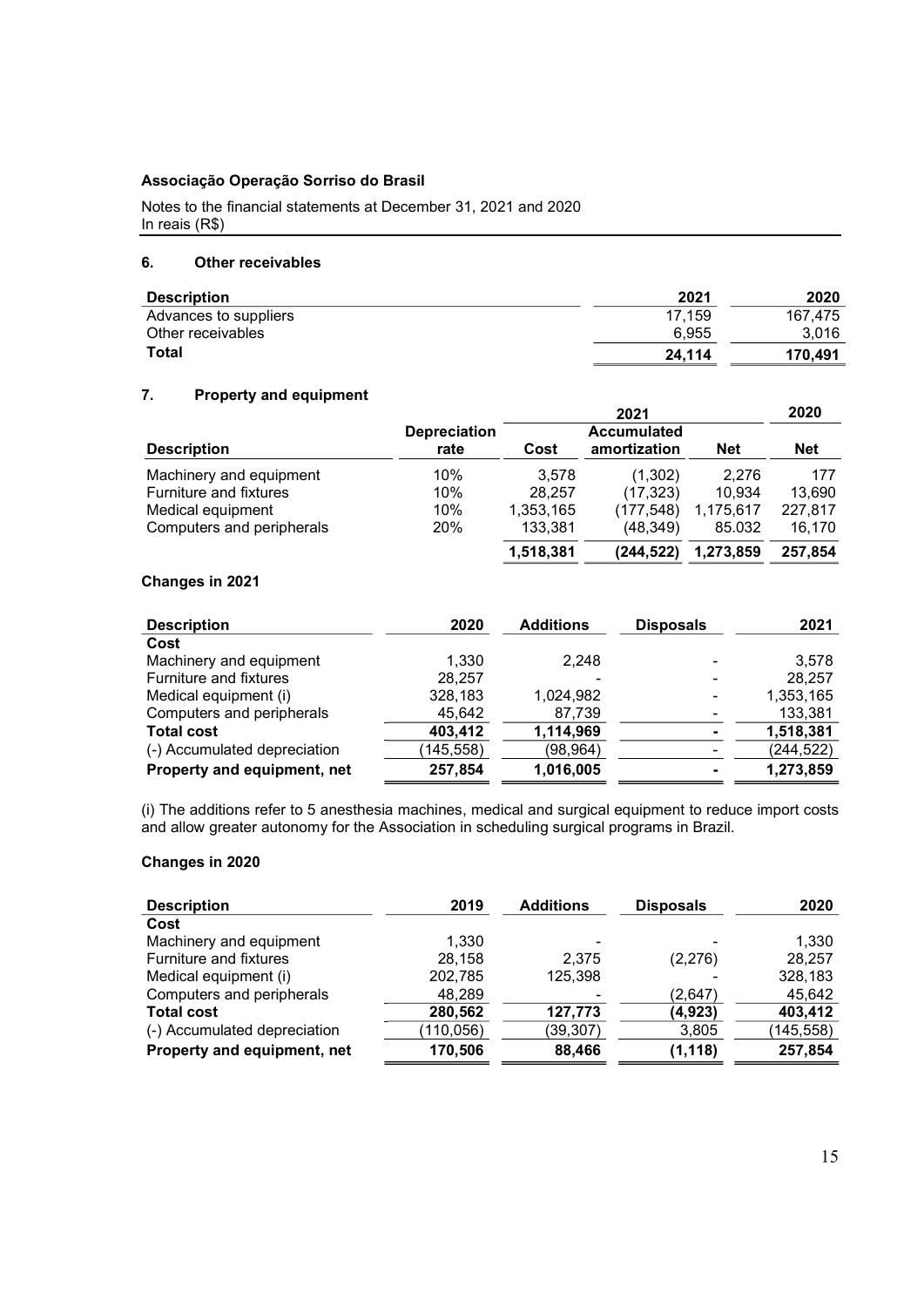**Associação Operação Sorriso do Brasil**

Notes to the financial statements at December 31, 2021 and 2020
In reais (R$)

## 6. Other receivables

| Description | 2021 | 2020 |
|---|---|---|
| Advances to suppliers | 17,159 | 167,475 |
| Other receivables | 6,955 | 3,016 |
| **Total** | **24,114** | **170,491** |

## 7. Property and equipment

| | | 2021 | | | 2020 |
|---|---|---|---|---|---|
| **Description** | **Depreciation rate** | **Cost** | **Accumulated amortization** | **Net** | **Net** |
| Machinery and equipment | 10% | 3,578 | (1,302) | 2,276 | 177 |
| Furniture and fixtures | 10% | 28,257 | (17,323) | 10,934 | 13,690 |
| Medical equipment | 10% | 1,353,165 | (177,548) | 1,175,617 | 227,817 |
| Computers and peripherals | 20% | 133,381 | (48,349) | 85.032 | 16,170 |
| | | **1,518,381** | **(244,522)** | **1,273,859** | **257,854** |

### Changes in 2021

| Description | 2020 | Additions | Disposals | 2021 |
|---|---|---|---|---|
| **Cost** | | | | |
| Machinery and equipment | 1,330 | 2,248 | - | 3,578 |
| Furniture and fixtures | 28,257 | - | - | 28,257 |
| Medical equipment (i) | 328,183 | 1,024,982 | - | 1,353,165 |
| Computers and peripherals | 45,642 | 87,739 | - | 133,381 |
| **Total cost** | **403,412** | **1,114,969** | **-** | **1,518,381** |
| (-) Accumulated depreciation | (145,558) | (98,964) | - | (244,522) |
| **Property and equipment, net** | **257,854** | **1,016,005** | **-** | **1,273,859** |

(i) The additions refer to 5 anesthesia machines, medical and surgical equipment to reduce import costs and allow greater autonomy for the Association in scheduling surgical programs in Brazil.

### Changes in 2020

| Description | 2019 | Additions | Disposals | 2020 |
|---|---|---|---|---|
| **Cost** | | | | |
| Machinery and equipment | 1,330 | - | - | 1,330 |
| Furniture and fixtures | 28,158 | 2,375 | (2,276) | 28,257 |
| Medical equipment (i) | 202,785 | 125,398 | - | 328,183 |
| Computers and peripherals | 48,289 | - | (2,647) | 45,642 |
| **Total cost** | **280,562** | **127,773** | **(4,923)** | **403,412** |
| (-) Accumulated depreciation | (110,056) | (39,307) | 3,805 | (145,558) |
| **Property and equipment, net** | **170,506** | **88,466** | **(1,118)** | **257,854** |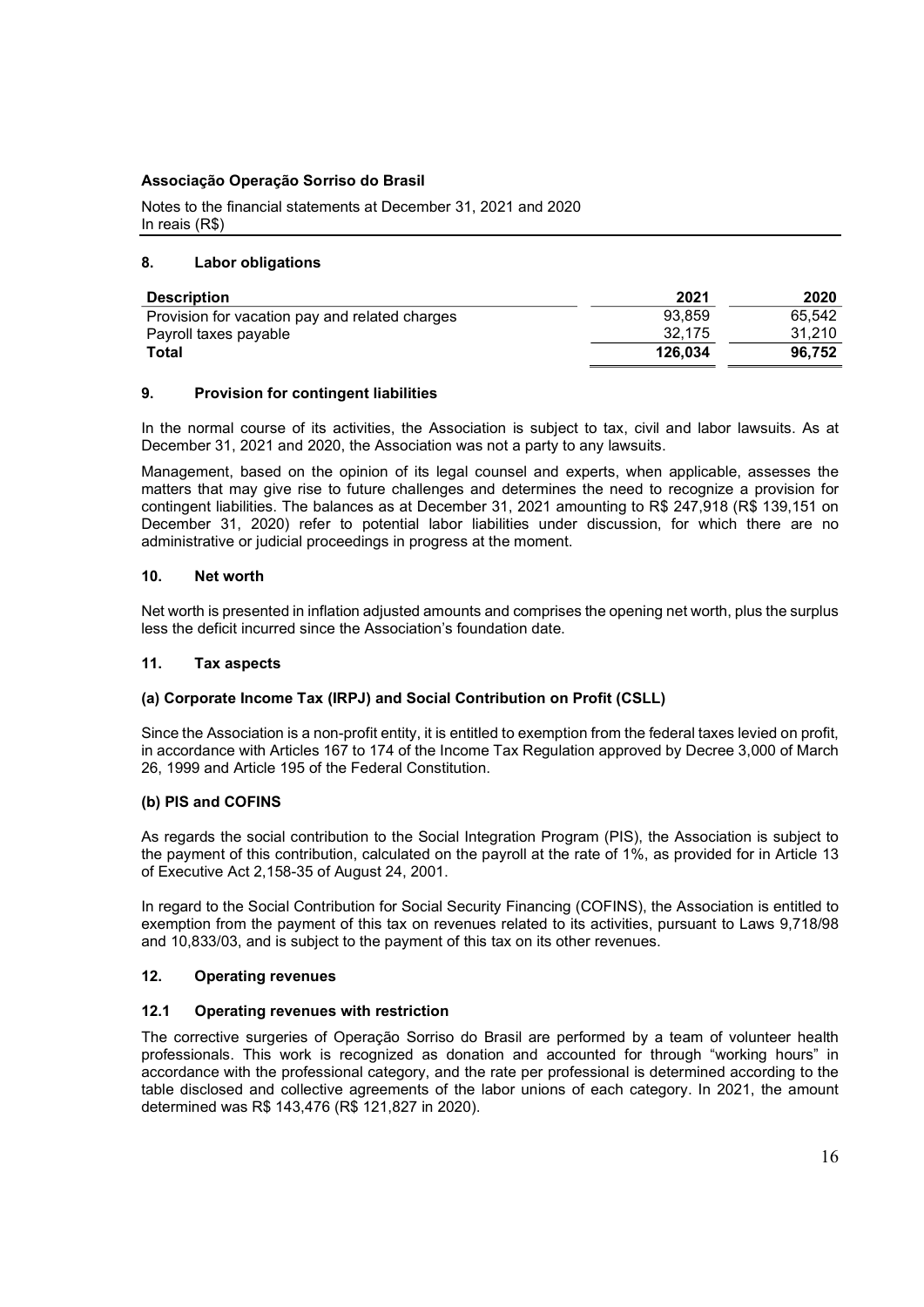**Associação Operação Sorriso do Brasil**

Notes to the financial statements at December 31, 2021 and 2020
In reais (R$)

## 8. Labor obligations

| Description | 2021 | 2020 |
|---|---|---|
| Provision for vacation pay and related charges | 93,859 | 65,542 |
| Payroll taxes payable | 32,175 | 31,210 |
| **Total** | **126,034** | **96,752** |

## 9. Provision for contingent liabilities

In the normal course of its activities, the Association is subject to tax, civil and labor lawsuits. As at December 31, 2021 and 2020, the Association was not a party to any lawsuits.

Management, based on the opinion of its legal counsel and experts, when applicable, assesses the matters that may give rise to future challenges and determines the need to recognize a provision for contingent liabilities. The balances as at December 31, 2021 amounting to R$ 247,918 (R$ 139,151 on December 31, 2020) refer to potential labor liabilities under discussion, for which there are no administrative or judicial proceedings in progress at the moment.

## 10. Net worth

Net worth is presented in inflation adjusted amounts and comprises the opening net worth, plus the surplus less the deficit incurred since the Association's foundation date.

## 11. Tax aspects

### (a) Corporate Income Tax (IRPJ) and Social Contribution on Profit (CSLL)

Since the Association is a non-profit entity, it is entitled to exemption from the federal taxes levied on profit, in accordance with Articles 167 to 174 of the Income Tax Regulation approved by Decree 3,000 of March 26, 1999 and Article 195 of the Federal Constitution.

### (b) PIS and COFINS

As regards the social contribution to the Social Integration Program (PIS), the Association is subject to the payment of this contribution, calculated on the payroll at the rate of 1%, as provided for in Article 13 of Executive Act 2,158-35 of August 24, 2001.

In regard to the Social Contribution for Social Security Financing (COFINS), the Association is entitled to exemption from the payment of this tax on revenues related to its activities, pursuant to Laws 9,718/98 and 10,833/03, and is subject to the payment of this tax on its other revenues.

## 12. Operating revenues

### 12.1 Operating revenues with restriction

The corrective surgeries of Operação Sorriso do Brasil are performed by a team of volunteer health professionals. This work is recognized as donation and accounted for through "working hours" in accordance with the professional category, and the rate per professional is determined according to the table disclosed and collective agreements of the labor unions of each category. In 2021, the amount determined was R$ 143,476 (R$ 121,827 in 2020).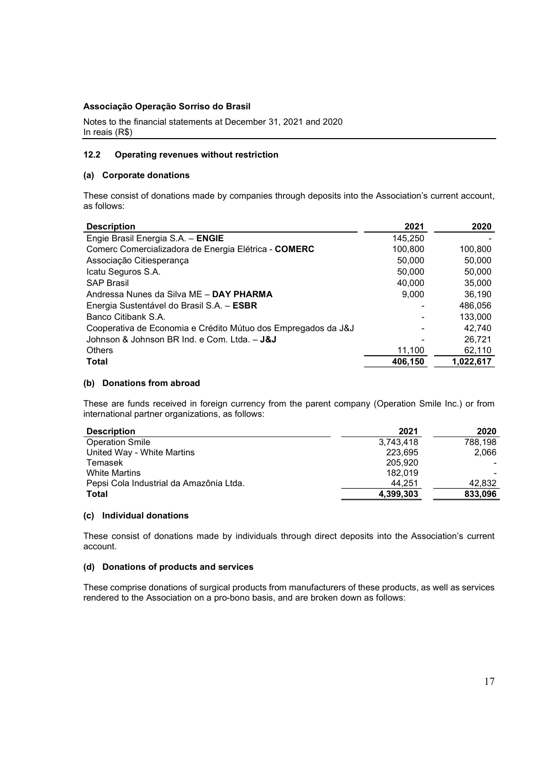### 12.2 Operating revenues without restriction

#### (a) Corporate donations

These consist of donations made by companies through deposits into the Association's current account, as follows:

| Description | 2021 | 2020 |
|---|---|---|
| Engie Brasil Energia S.A. – **ENGIE** | 145,250 | - |
| Comerc Comercializadora de Energia Elétrica - **COMERC** | 100,800 | 100,800 |
| Associação Citiesperança | 50,000 | 50,000 |
| Icatu Seguros S.A. | 50,000 | 50,000 |
| SAP Brasil | 40,000 | 35,000 |
| Andressa Nunes da Silva ME – **DAY PHARMA** | 9,000 | 36,190 |
| Energia Sustentável do Brasil S.A. – **ESBR** | - | 486,056 |
| Banco Citibank S.A. | - | 133,000 |
| Cooperativa de Economia e Crédito Mútuo dos Empregados da J&J | - | 42,740 |
| Johnson & Johnson BR Ind. e Com. Ltda. – **J&J** | - | 26,721 |
| Others | 11,100 | 62,110 |
| **Total** | **406,150** | **1,022,617** |

#### (b) Donations from abroad

These are funds received in foreign currency from the parent company (Operation Smile Inc.) or from international partner organizations, as follows:

| Description | 2021 | 2020 |
|---|---|---|
| Operation Smile | 3,743,418 | 788,198 |
| United Way - White Martins | 223,695 | 2,066 |
| Temasek | 205,920 | - |
| White Martins | 182,019 | - |
| Pepsi Cola Industrial da Amazônia Ltda. | 44,251 | 42,832 |
| **Total** | **4,399,303** | **833,096** |

#### (c) Individual donations

These consist of donations made by individuals through direct deposits into the Association's current account.

#### (d) Donations of products and services

These comprise donations of surgical products from manufacturers of these products, as well as services rendered to the Association on a pro-bono basis, and are broken down as follows: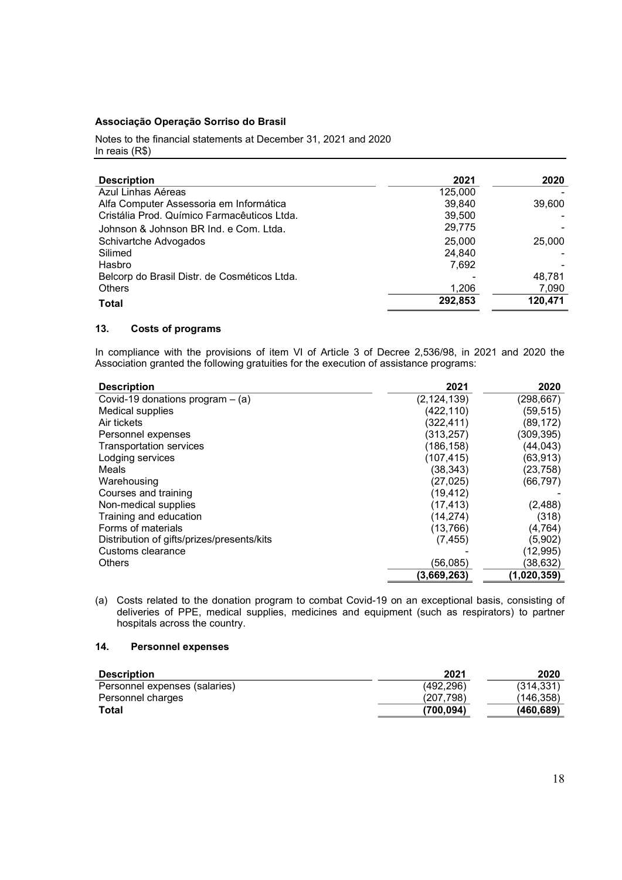**Associação Operação Sorriso do Brasil**

Notes to the financial statements at December 31, 2021 and 2020
In reais (R$)

| Description | 2021 | 2020 |
|---|---|---|
| Azul Linhas Aéreas | 125,000 | - |
| Alfa Computer Assessoria em Informática | 39,840 | 39,600 |
| Cristália Prod. Químico Farmacêuticos Ltda. | 39,500 | - |
| Johnson & Johnson BR Ind. e Com. Ltda. | 29,775 | - |
| Schivartche Advogados | 25,000 | 25,000 |
| Silimed | 24,840 | - |
| Hasbro | 7,692 | - |
| Belcorp do Brasil Distr. de Cosméticos Ltda. | - | 48,781 |
| Others | 1,206 | 7,090 |
| **Total** | **292,853** | **120,471** |

## 13. Costs of programs

In compliance with the provisions of item VI of Article 3 of Decree 2,536/98, in 2021 and 2020 the Association granted the following gratuities for the execution of assistance programs:

| Description | 2021 | 2020 |
|---|---|---|
| Covid-19 donations program – (a) | (2,124,139) | (298,667) |
| Medical supplies | (422,110) | (59,515) |
| Air tickets | (322,411) | (89,172) |
| Personnel expenses | (313,257) | (309,395) |
| Transportation services | (186,158) | (44,043) |
| Lodging services | (107,415) | (63,913) |
| Meals | (38,343) | (23,758) |
| Warehousing | (27,025) | (66,797) |
| Courses and training | (19,412) | - |
| Non-medical supplies | (17,413) | (2,488) |
| Training and education | (14,274) | (318) |
| Forms of materials | (13,766) | (4,764) |
| Distribution of gifts/prizes/presents/kits | (7,455) | (5,902) |
| Customs clearance | - | (12,995) |
| Others | (56,085) | (38,632) |
| | **(3,669,263)** | **(1,020,359)** |

(a) Costs related to the donation program to combat Covid-19 on an exceptional basis, consisting of deliveries of PPE, medical supplies, medicines and equipment (such as respirators) to partner hospitals across the country.

## 14. Personnel expenses

| Description | 2021 | 2020 |
|---|---|---|
| Personnel expenses (salaries) | (492,296) | (314,331) |
| Personnel charges | (207,798) | (146,358) |
| **Total** | **(700,094)** | **(460,689)** |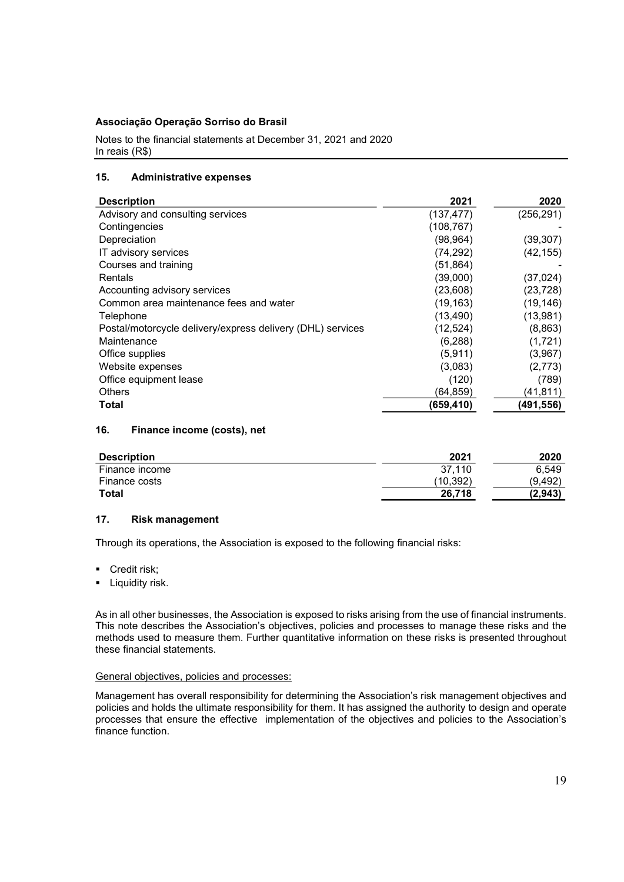**Associação Operação Sorriso do Brasil**

Notes to the financial statements at December 31, 2021 and 2020
In reais (R$)

## 15. Administrative expenses

| Description | 2021 | 2020 |
|---|---|---|
| Advisory and consulting services | (137,477) | (256,291) |
| Contingencies | (108,767) | - |
| Depreciation | (98,964) | (39,307) |
| IT advisory services | (74,292) | (42,155) |
| Courses and training | (51,864) | - |
| Rentals | (39,000) | (37,024) |
| Accounting advisory services | (23,608) | (23,728) |
| Common area maintenance fees and water | (19,163) | (19,146) |
| Telephone | (13,490) | (13,981) |
| Postal/motorcycle delivery/express delivery (DHL) services | (12,524) | (8,863) |
| Maintenance | (6,288) | (1,721) |
| Office supplies | (5,911) | (3,967) |
| Website expenses | (3,083) | (2,773) |
| Office equipment lease | (120) | (789) |
| Others | (64,859) | (41,811) |
| **Total** | **(659,410)** | **(491,556)** |

## 16. Finance income (costs), net

| Description | 2021 | 2020 |
|---|---|---|
| Finance income | 37,110 | 6,549 |
| Finance costs | (10,392) | (9,492) |
| **Total** | **26,718** | **(2,943)** |

## 17. Risk management

Through its operations, the Association is exposed to the following financial risks:

- Credit risk;
- Liquidity risk.

As in all other businesses, the Association is exposed to risks arising from the use of financial instruments. This note describes the Association's objectives, policies and processes to manage these risks and the methods used to measure them. Further quantitative information on these risks is presented throughout these financial statements.

General objectives, policies and processes:

Management has overall responsibility for determining the Association's risk management objectives and policies and holds the ultimate responsibility for them. It has assigned the authority to design and operate processes that ensure the effective implementation of the objectives and policies to the Association's finance function.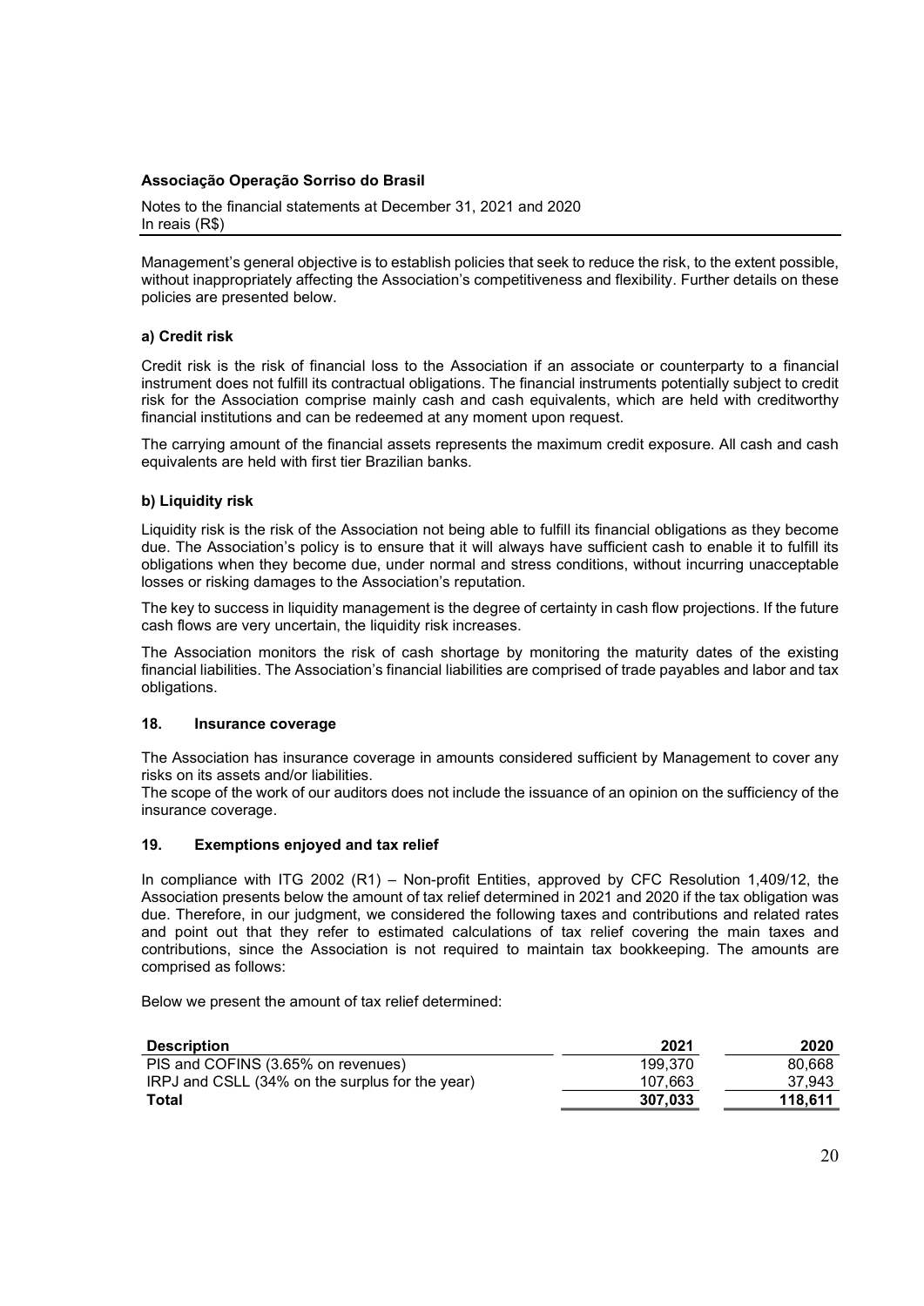Management's general objective is to establish policies that seek to reduce the risk, to the extent possible, without inappropriately affecting the Association's competitiveness and flexibility. Further details on these policies are presented below.

### a) Credit risk

Credit risk is the risk of financial loss to the Association if an associate or counterparty to a financial instrument does not fulfill its contractual obligations. The financial instruments potentially subject to credit risk for the Association comprise mainly cash and cash equivalents, which are held with creditworthy financial institutions and can be redeemed at any moment upon request.

The carrying amount of the financial assets represents the maximum credit exposure. All cash and cash equivalents are held with first tier Brazilian banks.

### b) Liquidity risk

Liquidity risk is the risk of the Association not being able to fulfill its financial obligations as they become due. The Association's policy is to ensure that it will always have sufficient cash to enable it to fulfill its obligations when they become due, under normal and stress conditions, without incurring unacceptable losses or risking damages to the Association's reputation.

The key to success in liquidity management is the degree of certainty in cash flow projections. If the future cash flows are very uncertain, the liquidity risk increases.

The Association monitors the risk of cash shortage by monitoring the maturity dates of the existing financial liabilities. The Association's financial liabilities are comprised of trade payables and labor and tax obligations.

## 18. Insurance coverage

The Association has insurance coverage in amounts considered sufficient by Management to cover any risks on its assets and/or liabilities.
The scope of the work of our auditors does not include the issuance of an opinion on the sufficiency of the insurance coverage.

## 19. Exemptions enjoyed and tax relief

In compliance with ITG 2002 (R1) – Non-profit Entities, approved by CFC Resolution 1,409/12, the Association presents below the amount of tax relief determined in 2021 and 2020 if the tax obligation was due. Therefore, in our judgment, we considered the following taxes and contributions and related rates and point out that they refer to estimated calculations of tax relief covering the main taxes and contributions, since the Association is not required to maintain tax bookkeeping. The amounts are comprised as follows:

Below we present the amount of tax relief determined:

| Description | 2021 | 2020 |
|---|---|---|
| PIS and COFINS (3.65% on revenues) | 199,370 | 80,668 |
| IRPJ and CSLL (34% on the surplus for the year) | 107,663 | 37,943 |
| **Total** | **307,033** | **118,611** |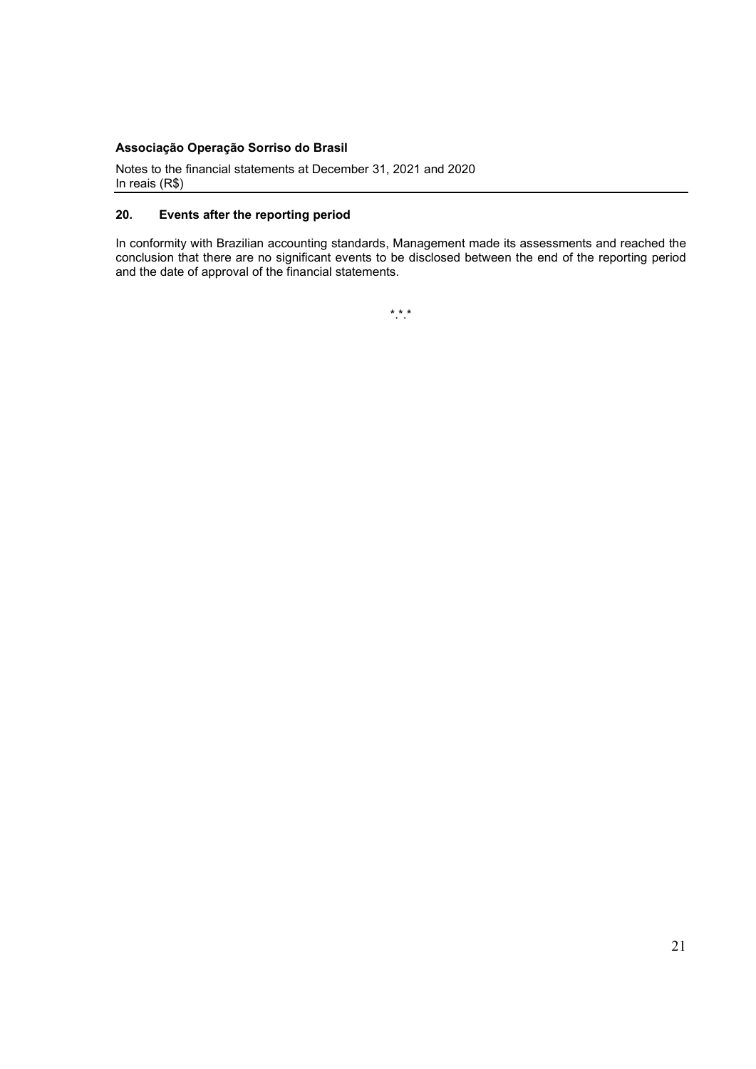## 20. Events after the reporting period

In conformity with Brazilian accounting standards, Management made its assessments and reached the conclusion that there are no significant events to be disclosed between the end of the reporting period and the date of approval of the financial statements.

* * *